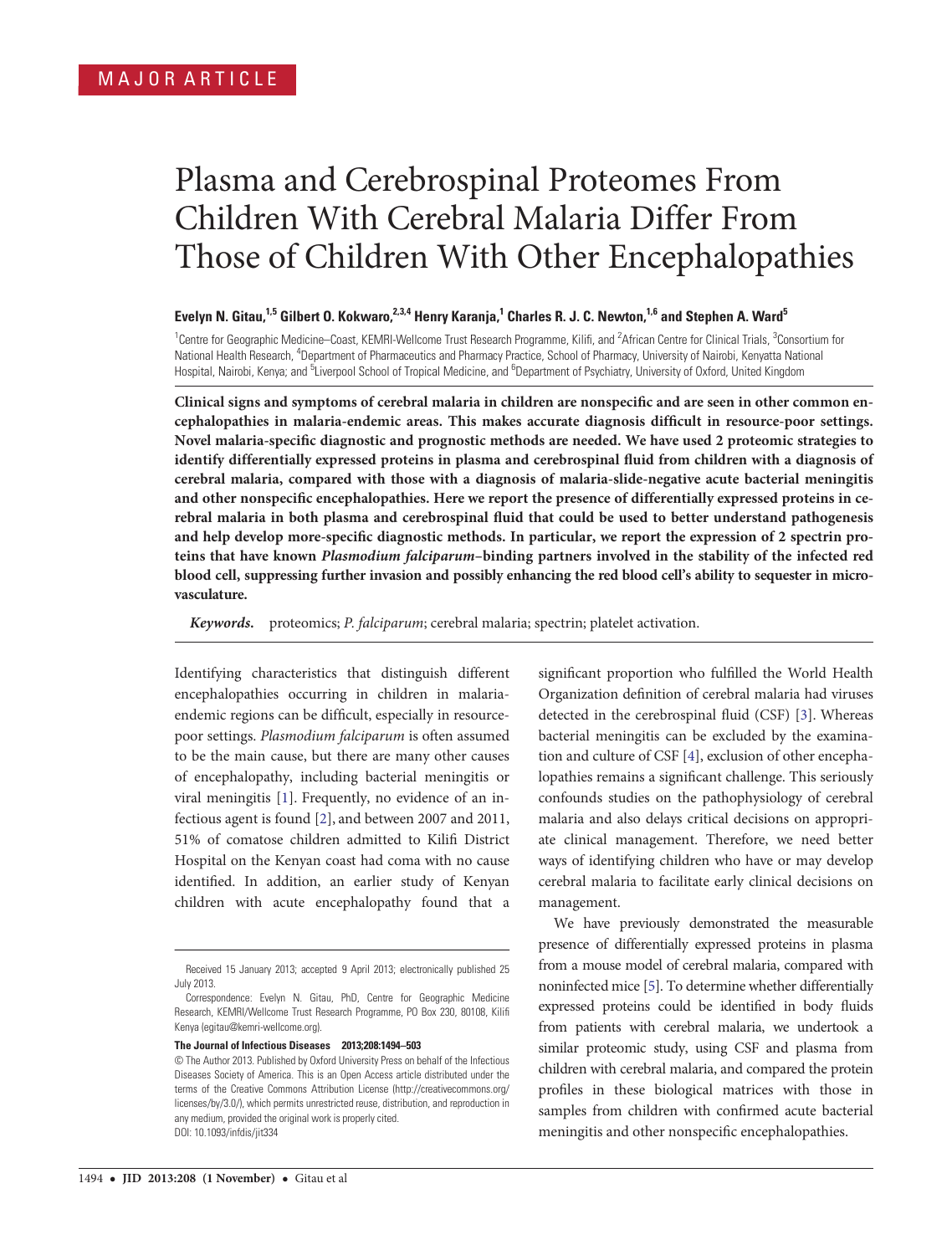MAJOR ARTICLE

# Plasma and Cerebrospinal Proteomes From Children With Cerebral Malaria Differ From Those of Children With Other Encephalopathies

**Evelyn N. Gitau,[1,5] Gilbert O. Kokwaro,[2,3,4] Henry Karanja,[1] Charles R. J. C. Newton,[1,6] and Stephen A. Ward[5]**

[1]Centre for Geographic Medicine–Coast, KEMRI-Wellcome Trust Research Programme, Kilifi, and [2]African Centre for Clinical Trials, [3]Consortium for National Health Research, [4]Department of Pharmaceutics and Pharmacy Practice, School of Pharmacy, University of Nairobi, Kenyatta National Hospital, Nairobi, Kenya; and [5]Liverpool School of Tropical Medicine, and [6]Department of Psychiatry, University of Oxford, United Kingdom

**Clinical signs and symptoms of cerebral malaria in children are nonspecific and are seen in other common encephalopathies in malaria-endemic areas. This makes accurate diagnosis difficult in resource-poor settings. Novel malaria-specific diagnostic and prognostic methods are needed. We have used 2 proteomic strategies to identify differentially expressed proteins in plasma and cerebrospinal fluid from children with a diagnosis of cerebral malaria, compared with those with a diagnosis of malaria-slide-negative acute bacterial meningitis and other nonspecific encephalopathies. Here we report the presence of differentially expressed proteins in cerebral malaria in both plasma and cerebrospinal fluid that could be used to better understand pathogenesis and help develop more-specific diagnostic methods. In particular, we report the expression of 2 spectrin proteins that have known *Plasmodium falciparum*–binding partners involved in the stability of the infected red blood cell, suppressing further invasion and possibly enhancing the red blood cell's ability to sequester in microvasculature.**

***Keywords.*** proteomics; *P. falciparum*; cerebral malaria; spectrin; platelet activation.

Identifying characteristics that distinguish different encephalopathies occurring in children in malaria-endemic regions can be difficult, especially in resource-poor settings. *Plasmodium falciparum* is often assumed to be the main cause, but there are many other causes of encephalopathy, including bacterial meningitis or viral meningitis [1]. Frequently, no evidence of an infectious agent is found [2], and between 2007 and 2011, 51% of comatose children admitted to Kilifi District Hospital on the Kenyan coast had coma with no cause identified. In addition, an earlier study of Kenyan children with acute encephalopathy found that a significant proportion who fulfilled the World Health Organization definition of cerebral malaria had viruses detected in the cerebrospinal fluid (CSF) [3]. Whereas bacterial meningitis can be excluded by the examination and culture of CSF [4], exclusion of other encephalopathies remains a significant challenge. This seriously confounds studies on the pathophysiology of cerebral malaria and also delays critical decisions on appropriate clinical management. Therefore, we need better ways of identifying children who have or may develop cerebral malaria to facilitate early clinical decisions on management.

We have previously demonstrated the measurable presence of differentially expressed proteins in plasma from a mouse model of cerebral malaria, compared with noninfected mice [5]. To determine whether differentially expressed proteins could be identified in body fluids from patients with cerebral malaria, we undertook a similar proteomic study, using CSF and plasma from children with cerebral malaria, and compared the protein profiles in these biological matrices with those in samples from children with confirmed acute bacterial meningitis and other nonspecific encephalopathies.

Received 15 January 2013; accepted 9 April 2013; electronically published 25 July 2013.

Correspondence: Evelyn N. Gitau, PhD, Centre for Geographic Medicine Research, KEMRI/Wellcome Trust Research Programme, PO Box 230, 80108, Kilifi Kenya (egitau@kemri-wellcome.org).

**The Journal of Infectious Diseases 2013;208:1494–503**

© The Author 2013. Published by Oxford University Press on behalf of the Infectious Diseases Society of America. This is an Open Access article distributed under the terms of the Creative Commons Attribution License (http://creativecommons.org/licenses/by/3.0/), which permits unrestricted reuse, distribution, and reproduction in any medium, provided the original work is properly cited.
DOI: 10.1093/infdis/jit334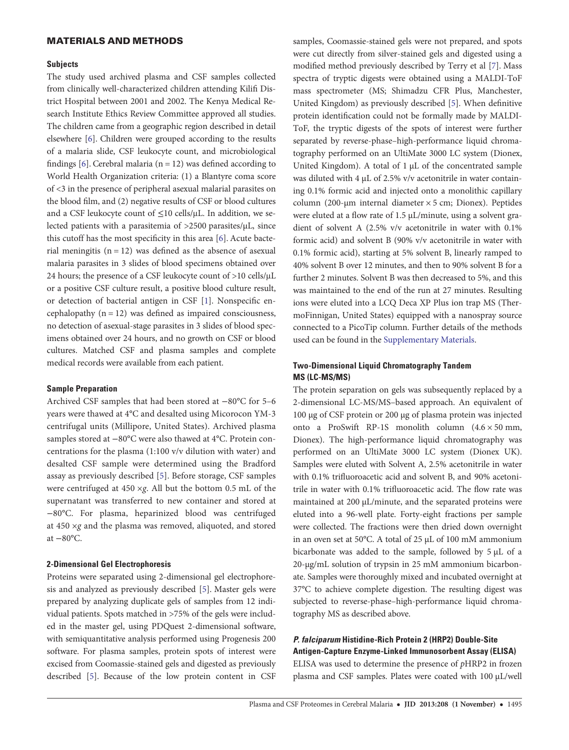## MATERIALS AND METHODS

### Subjects

The study used archived plasma and CSF samples collected from clinically well-characterized children attending Kilifi District Hospital between 2001 and 2002. The Kenya Medical Research Institute Ethics Review Committee approved all studies. The children came from a geographic region described in detail elsewhere [6]. Children were grouped according to the results of a malaria slide, CSF leukocyte count, and microbiological findings [6]. Cerebral malaria (n = 12) was defined according to World Health Organization criteria: (1) a Blantyre coma score of <3 in the presence of peripheral asexual malarial parasites on the blood film, and (2) negative results of CSF or blood cultures and a CSF leukocyte count of ≤10 cells/μL. In addition, we selected patients with a parasitemia of >2500 parasites/μL, since this cutoff has the most specificity in this area [6]. Acute bacterial meningitis (n = 12) was defined as the absence of asexual malaria parasites in 3 slides of blood specimens obtained over 24 hours; the presence of a CSF leukocyte count of >10 cells/μL or a positive CSF culture result, a positive blood culture result, or detection of bacterial antigen in CSF [1]. Nonspecific encephalopathy (n = 12) was defined as impaired consciousness, no detection of asexual-stage parasites in 3 slides of blood specimens obtained over 24 hours, and no growth on CSF or blood cultures. Matched CSF and plasma samples and complete medical records were available from each patient.

### Sample Preparation

Archived CSF samples that had been stored at −80°C for 5–6 years were thawed at 4°C and desalted using Micorocon YM-3 centrifugal units (Millipore, United States). Archived plasma samples stored at −80°C were also thawed at 4°C. Protein concentrations for the plasma (1:100 v/v dilution with water) and desalted CSF sample were determined using the Bradford assay as previously described [5]. Before storage, CSF samples were centrifuged at 450 ×*g*. All but the bottom 0.5 mL of the supernatant was transferred to new container and stored at −80°C. For plasma, heparinized blood was centrifuged at 450 ×*g* and the plasma was removed, aliquoted, and stored at −80°C.

### 2-Dimensional Gel Electrophoresis

Proteins were separated using 2-dimensional gel electrophoresis and analyzed as previously described [5]. Master gels were prepared by analyzing duplicate gels of samples from 12 individual patients. Spots matched in >75% of the gels were included in the master gel, using PDQuest 2-dimensional software, with semiquantitative analysis performed using Progenesis 200 software. For plasma samples, protein spots of interest were excised from Coomassie-stained gels and digested as previously described [5]. Because of the low protein content in CSF samples, Coomassie-stained gels were not prepared, and spots were cut directly from silver-stained gels and digested using a modified method previously described by Terry et al [7]. Mass spectra of tryptic digests were obtained using a MALDI-ToF mass spectrometer (MS; Shimadzu CFR Plus, Manchester, United Kingdom) as previously described [5]. When definitive protein identification could not be formally made by MALDI-ToF, the tryptic digests of the spots of interest were further separated by reverse-phase–high-performance liquid chromatography performed on an UltiMate 3000 LC system (Dionex, United Kingdom). A total of 1 μL of the concentrated sample was diluted with 4 μL of 2.5% v/v acetonitrile in water containing 0.1% formic acid and injected onto a monolithic capillary column (200-μm internal diameter × 5 cm; Dionex). Peptides were eluted at a flow rate of 1.5 μL/minute, using a solvent gradient of solvent A (2.5% v/v acetonitrile in water with 0.1% formic acid) and solvent B (90% v/v acetonitrile in water with 0.1% formic acid), starting at 5% solvent B, linearly ramped to 40% solvent B over 12 minutes, and then to 90% solvent B for a further 2 minutes. Solvent B was then decreased to 5%, and this was maintained to the end of the run at 27 minutes. Resulting ions were eluted into a LCQ Deca XP Plus ion trap MS (ThermoFinnigan, United States) equipped with a nanospray source connected to a PicoTip column. Further details of the methods used can be found in the Supplementary Materials.

### Two-Dimensional Liquid Chromatography Tandem MS (LC-MS/MS)

The protein separation on gels was subsequently replaced by a 2-dimensional LC-MS/MS–based approach. An equivalent of 100 μg of CSF protein or 200 μg of plasma protein was injected onto a ProSwift RP-1S monolith column (4.6 × 50 mm, Dionex). The high-performance liquid chromatography was performed on an UltiMate 3000 LC system (Dionex UK). Samples were eluted with Solvent A, 2.5% acetonitrile in water with 0.1% trifluoroacetic acid and solvent B, and 90% acetonitrile in water with 0.1% trifluoroacetic acid. The flow rate was maintained at 200 μL/minute, and the separated proteins were eluted into a 96-well plate. Forty-eight fractions per sample were collected. The fractions were then dried down overnight in an oven set at 50°C. A total of 25 μL of 100 mM ammonium bicarbonate was added to the sample, followed by 5 μL of a 20-μg/mL solution of trypsin in 25 mM ammonium bicarbonate. Samples were thoroughly mixed and incubated overnight at 37°C to achieve complete digestion. The resulting digest was subjected to reverse-phase–high-performance liquid chromatography MS as described above.

### *P. falciparum* Histidine-Rich Protein 2 (HRP2) Double-Site Antigen-Capture Enzyme-Linked Immunosorbent Assay (ELISA)

ELISA was used to determine the presence of *p*HRP2 in frozen plasma and CSF samples. Plates were coated with 100 μL/well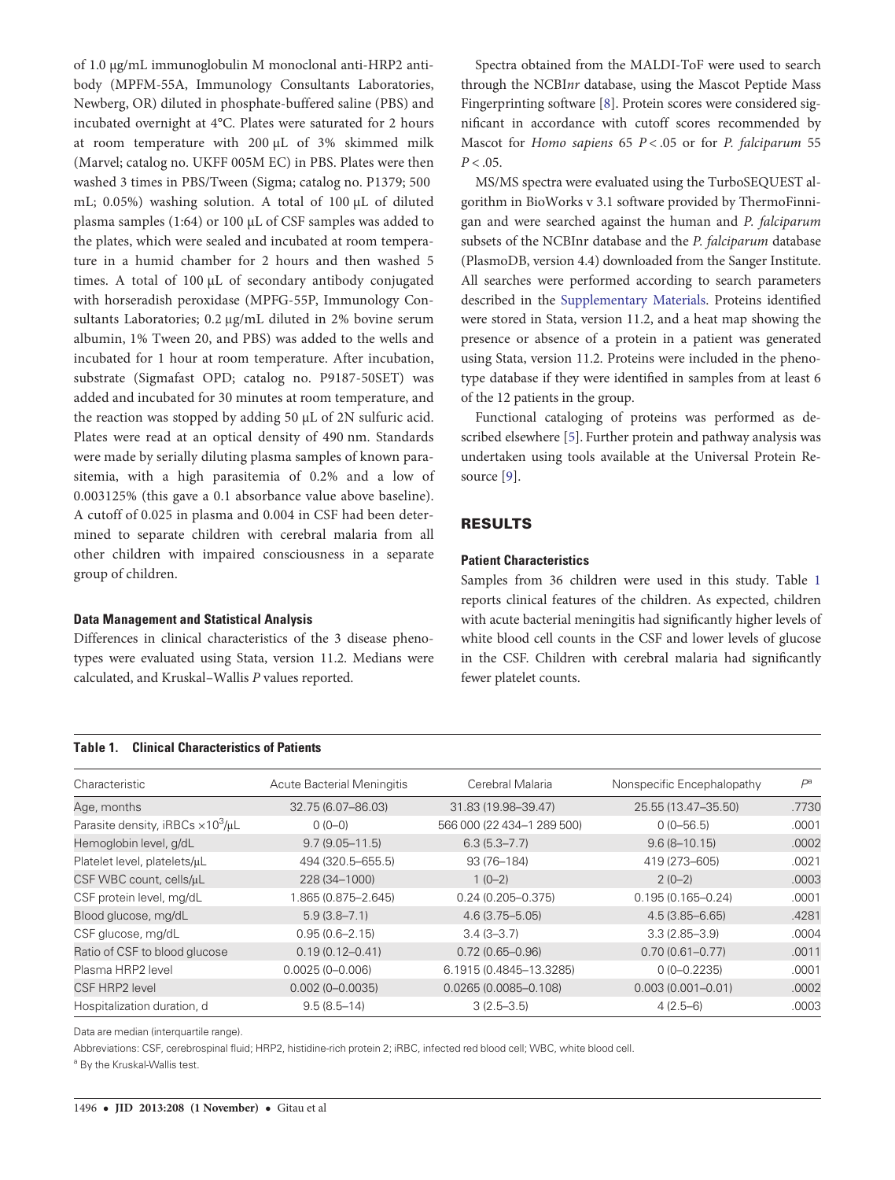of 1.0 μg/mL immunoglobulin M monoclonal anti-HRP2 antibody (MPFM-55A, Immunology Consultants Laboratories, Newberg, OR) diluted in phosphate-buffered saline (PBS) and incubated overnight at 4°C. Plates were saturated for 2 hours at room temperature with 200 μL of 3% skimmed milk (Marvel; catalog no. UKFF 005M EC) in PBS. Plates were then washed 3 times in PBS/Tween (Sigma; catalog no. P1379; 500 mL; 0.05%) washing solution. A total of 100 μL of diluted plasma samples (1:64) or 100 μL of CSF samples was added to the plates, which were sealed and incubated at room temperature in a humid chamber for 2 hours and then washed 5 times. A total of 100 μL of secondary antibody conjugated with horseradish peroxidase (MPFG-55P, Immunology Consultants Laboratories; 0.2 μg/mL diluted in 2% bovine serum albumin, 1% Tween 20, and PBS) was added to the wells and incubated for 1 hour at room temperature. After incubation, substrate (Sigmafast OPD; catalog no. P9187-50SET) was added and incubated for 30 minutes at room temperature, and the reaction was stopped by adding 50 μL of 2N sulfuric acid. Plates were read at an optical density of 490 nm. Standards were made by serially diluting plasma samples of known parasitemia, with a high parasitemia of 0.2% and a low of 0.003125% (this gave a 0.1 absorbance value above baseline). A cutoff of 0.025 in plasma and 0.004 in CSF had been determined to separate children with cerebral malaria from all other children with impaired consciousness in a separate group of children.

### Data Management and Statistical Analysis

Differences in clinical characteristics of the 3 disease phenotypes were evaluated using Stata, version 11.2. Medians were calculated, and Kruskal–Wallis *P* values reported.

Spectra obtained from the MALDI-ToF were used to search through the NCBI*nr* database, using the Mascot Peptide Mass Fingerprinting software [8]. Protein scores were considered significant in accordance with cutoff scores recommended by Mascot for *Homo sapiens* 65 $P < .05$ or for *P. falciparum* 55 $P < .05$.

MS/MS spectra were evaluated using the TurboSEQUEST algorithm in BioWorks v 3.1 software provided by ThermoFinnigan and were searched against the human and *P. falciparum* subsets of the NCBInr database and the *P. falciparum* database (PlasmoDB, version 4.4) downloaded from the Sanger Institute. All searches were performed according to search parameters described in the Supplementary Materials. Proteins identified were stored in Stata, version 11.2, and a heat map showing the presence or absence of a protein in a patient was generated using Stata, version 11.2. Proteins were included in the phenotype database if they were identified in samples from at least 6 of the 12 patients in the group.

Functional cataloging of proteins was performed as described elsewhere [5]. Further protein and pathway analysis was undertaken using tools available at the Universal Protein Resource [9].

## RESULTS

### Patient Characteristics

Samples from 36 children were used in this study. Table 1 reports clinical features of the children. As expected, children with acute bacterial meningitis had significantly higher levels of white blood cell counts in the CSF and lower levels of glucose in the CSF. Children with cerebral malaria had significantly fewer platelet counts.

**Table 1. Clinical Characteristics of Patients**

| Characteristic | Acute Bacterial Meningitis | Cerebral Malaria | Nonspecific Encephalopathy | P[a] |
|---|---|---|---|---|
| Age, months | 32.75 (6.07–86.03) | 31.83 (19.98–39.47) | 25.55 (13.47–35.50) | .7730 |
| Parasite density, iRBCs $\times 10^3$/μL | 0 (0–0) | 566 000 (22 434–1 289 500) | 0 (0–56.5) | .0001 |
| Hemoglobin level, g/dL | 9.7 (9.05–11.5) | 6.3 (5.3–7.7) | 9.6 (8–10.15) | .0002 |
| Platelet level, platelets/μL | 494 (320.5–655.5) | 93 (76–184) | 419 (273–605) | .0021 |
| CSF WBC count, cells/μL | 228 (34–1000) | 1 (0–2) | 2 (0–2) | .0003 |
| CSF protein level, mg/dL | 1.865 (0.875–2.645) | 0.24 (0.205–0.375) | 0.195 (0.165–0.24) | .0001 |
| Blood glucose, mg/dL | 5.9 (3.8–7.1) | 4.6 (3.75–5.05) | 4.5 (3.85–6.65) | .4281 |
| CSF glucose, mg/dL | 0.95 (0.6–2.15) | 3.4 (3–3.7) | 3.3 (2.85–3.9) | .0004 |
| Ratio of CSF to blood glucose | 0.19 (0.12–0.41) | 0.72 (0.65–0.96) | 0.70 (0.61–0.77) | .0011 |
| Plasma HRP2 level | 0.0025 (0–0.006) | 6.1915 (0.4845–13.3285) | 0 (0–0.2235) | .0001 |
| CSF HRP2 level | 0.002 (0–0.0035) | 0.0265 (0.0085–0.108) | 0.003 (0.001–0.01) | .0002 |
| Hospitalization duration, d | 9.5 (8.5–14) | 3 (2.5–3.5) | 4 (2.5–6) | .0003 |

Data are median (interquartile range).

Abbreviations: CSF, cerebrospinal fluid; HRP2, histidine-rich protein 2; iRBC, infected red blood cell; WBC, white blood cell.

[a] By the Kruskal-Wallis test.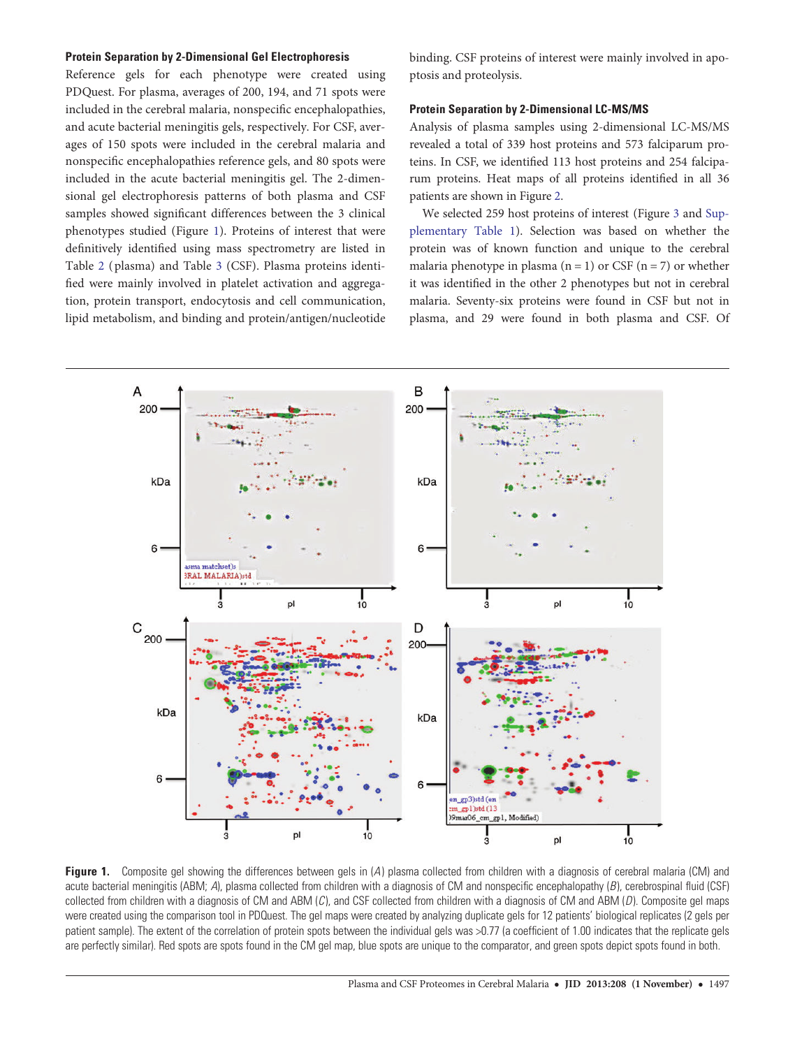### Protein Separation by 2-Dimensional Gel Electrophoresis

Reference gels for each phenotype were created using PDQuest. For plasma, averages of 200, 194, and 71 spots were included in the cerebral malaria, nonspecific encephalopathies, and acute bacterial meningitis gels, respectively. For CSF, averages of 150 spots were included in the cerebral malaria and nonspecific encephalopathies reference gels, and 80 spots were included in the acute bacterial meningitis gel. The 2-dimensional gel electrophoresis patterns of both plasma and CSF samples showed significant differences between the 3 clinical phenotypes studied (Figure 1). Proteins of interest that were definitively identified using mass spectrometry are listed in Table 2 (plasma) and Table 3 (CSF). Plasma proteins identified were mainly involved in platelet activation and aggregation, protein transport, endocytosis and cell communication, lipid metabolism, and binding and protein/antigen/nucleotide binding. CSF proteins of interest were mainly involved in apoptosis and proteolysis.

### Protein Separation by 2-Dimensional LC-MS/MS

Analysis of plasma samples using 2-dimensional LC-MS/MS revealed a total of 339 host proteins and 573 falciparum proteins. In CSF, we identified 113 host proteins and 254 falciparum proteins. Heat maps of all proteins identified in all 36 patients are shown in Figure 2.

We selected 259 host proteins of interest (Figure 3 and Supplementary Table 1). Selection was based on whether the protein was of known function and unique to the cerebral malaria phenotype in plasma (n = 1) or CSF (n = 7) or whether it was identified in the other 2 phenotypes but not in cerebral malaria. Seventy-six proteins were found in CSF but not in plasma, and 29 were found in both plasma and CSF. Of

**Figure 1.** Composite gel showing the differences between gels in (*A*) plasma collected from children with a diagnosis of cerebral malaria (CM) and acute bacterial meningitis (ABM; *A*), plasma collected from children with a diagnosis of CM and nonspecific encephalopathy (*B*), cerebrospinal fluid (CSF) collected from children with a diagnosis of CM and ABM (*C*), and CSF collected from children with a diagnosis of CM and ABM (*D*). Composite gel maps were created using the comparison tool in PDQuest. The gel maps were created by analyzing duplicate gels for 12 patients' biological replicates (2 gels per patient sample). The extent of the correlation of protein spots between the individual gels was >0.77 (a coefficient of 1.00 indicates that the replicate gels are perfectly similar). Red spots are spots found in the CM gel map, blue spots are unique to the comparator, and green spots depict spots found in both.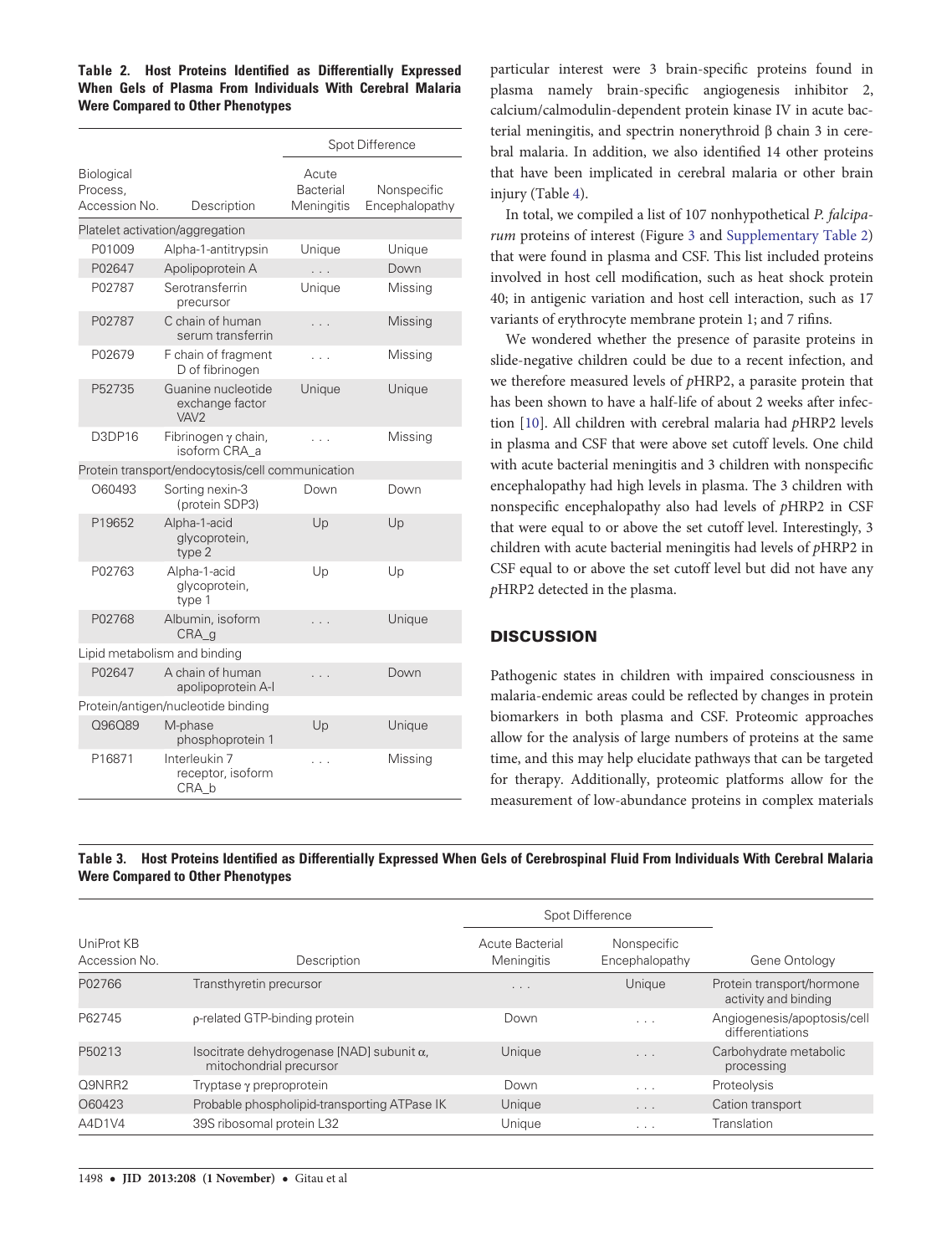**Table 2. Host Proteins Identified as Differentially Expressed When Gels of Plasma From Individuals With Cerebral Malaria Were Compared to Other Phenotypes**

| Biological Process, Accession No. | Description | Spot Difference | |
|---|---|---|---|
| | | Acute Bacterial Meningitis | Nonspecific Encephalopathy |
| Platelet activation/aggregation | | | |
| P01009 | Alpha-1-antitrypsin | Unique | Unique |
| P02647 | Apolipoprotein A | . . . | Down |
| P02787 | Serotransferrin precursor | Unique | Missing |
| P02787 | C chain of human serum transferrin | . . . | Missing |
| P02679 | F chain of fragment D of fibrinogen | . . . | Missing |
| P52735 | Guanine nucleotide exchange factor VAV2 | Unique | Unique |
| D3DP16 | Fibrinogen γ chain, isoform CRA_a | . . . | Missing |
| Protein transport/endocytosis/cell communication | | | |
| O60493 | Sorting nexin-3 (protein SDP3) | Down | Down |
| P19652 | Alpha-1-acid glycoprotein, type 2 | Up | Up |
| P02763 | Alpha-1-acid glycoprotein, type 1 | Up | Up |
| P02768 | Albumin, isoform CRA_g | . . . | Unique |
| Lipid metabolism and binding | | | |
| P02647 | A chain of human apolipoprotein A-I | . . . | Down |
| Protein/antigen/nucleotide binding | | | |
| Q96Q89 | M-phase phosphoprotein 1 | Up | Unique |
| P16871 | Interleukin 7 receptor, isoform CRA_b | . . . | Missing |

particular interest were 3 brain-specific proteins found in plasma namely brain-specific angiogenesis inhibitor 2, calcium/calmodulin-dependent protein kinase IV in acute bacterial meningitis, and spectrin nonerythroid β chain 3 in cerebral malaria. In addition, we also identified 14 other proteins that have been implicated in cerebral malaria or other brain injury (Table 4).

In total, we compiled a list of 107 nonhypothetical *P. falciparum* proteins of interest (Figure 3 and Supplementary Table 2) that were found in plasma and CSF. This list included proteins involved in host cell modification, such as heat shock protein 40; in antigenic variation and host cell interaction, such as 17 variants of erythrocyte membrane protein 1; and 7 rifins.

We wondered whether the presence of parasite proteins in slide-negative children could be due to a recent infection, and we therefore measured levels of *p*HRP2, a parasite protein that has been shown to have a half-life of about 2 weeks after infection [10]. All children with cerebral malaria had *p*HRP2 levels in plasma and CSF that were above set cutoff levels. One child with acute bacterial meningitis and 3 children with nonspecific encephalopathy had high levels in plasma. The 3 children with nonspecific encephalopathy also had levels of *p*HRP2 in CSF that were equal to or above the set cutoff level. Interestingly, 3 children with acute bacterial meningitis had levels of *p*HRP2 in CSF equal to or above the set cutoff level but did not have any *p*HRP2 detected in the plasma.

## DISCUSSION

Pathogenic states in children with impaired consciousness in malaria-endemic areas could be reflected by changes in protein biomarkers in both plasma and CSF. Proteomic approaches allow for the analysis of large numbers of proteins at the same time, and this may help elucidate pathways that can be targeted for therapy. Additionally, proteomic platforms allow for the measurement of low-abundance proteins in complex materials

**Table 3. Host Proteins Identified as Differentially Expressed When Gels of Cerebrospinal Fluid From Individuals With Cerebral Malaria Were Compared to Other Phenotypes**

| UniProt KB Accession No. | Description | Spot Difference | | Gene Ontology |
|---|---|---|---|---|
| | | Acute Bacterial Meningitis | Nonspecific Encephalopathy | |
| P02766 | Transthyretin precursor | . . . | Unique | Protein transport/hormone activity and binding |
| P62745 | ρ-related GTP-binding protein | Down | . . . | Angiogenesis/apoptosis/cell differentiations |
| P50213 | Isocitrate dehydrogenase [NAD] subunit α, mitochondrial precursor | Unique | . . . | Carbohydrate metabolic processing |
| Q9NRR2 | Tryptase γ preproprotein | Down | . . . | Proteolysis |
| O60423 | Probable phospholipid-transporting ATPase IK | Unique | . . . | Cation transport |
| A4D1V4 | 39S ribosomal protein L32 | Unique | . . . | Translation |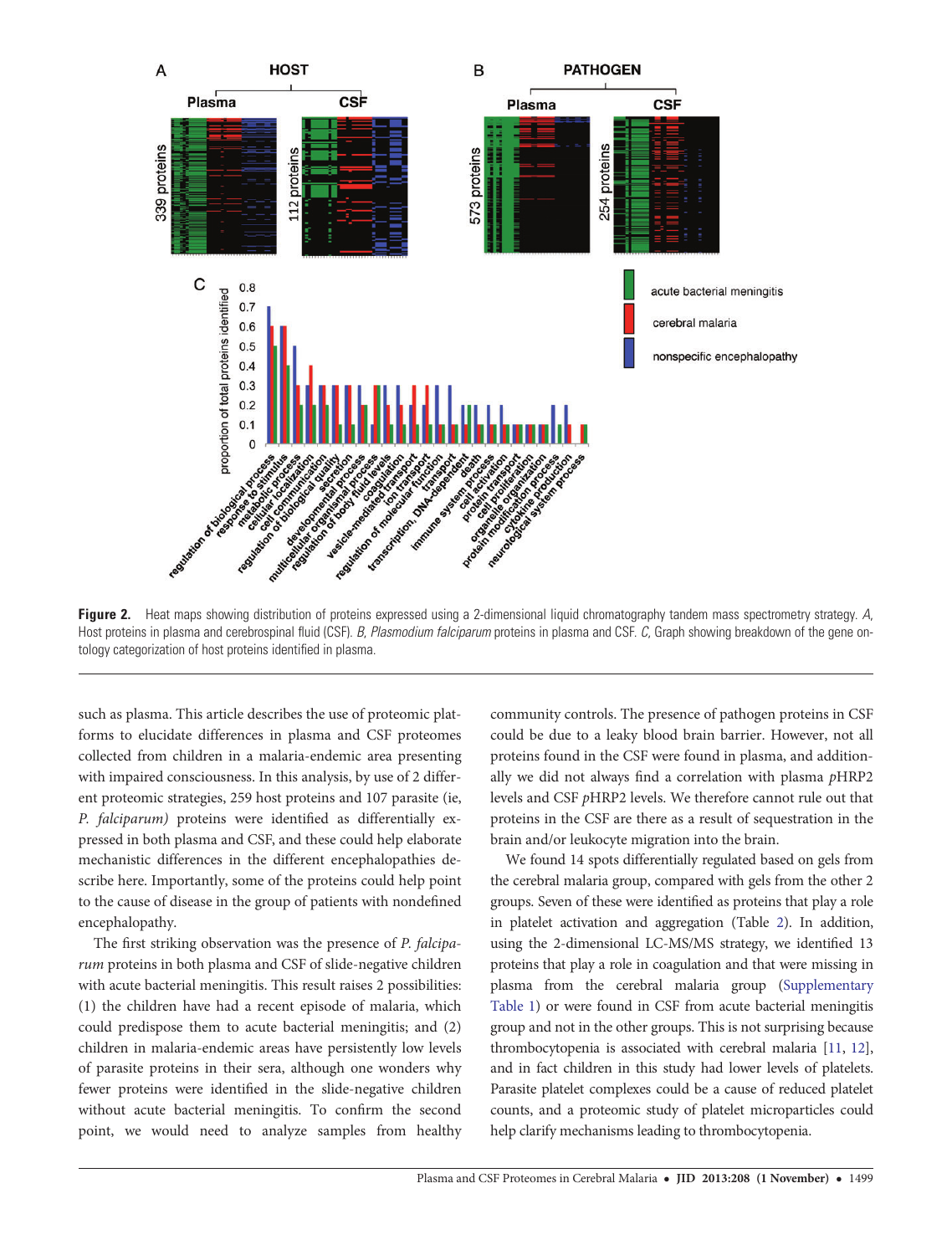**Figure 2.** Heat maps showing distribution of proteins expressed using a 2-dimensional liquid chromatography tandem mass spectrometry strategy. *A*, Host proteins in plasma and cerebrospinal fluid (CSF). *B*, *Plasmodium falciparum* proteins in plasma and CSF. *C*, Graph showing breakdown of the gene ontology categorization of host proteins identified in plasma.

such as plasma. This article describes the use of proteomic platforms to elucidate differences in plasma and CSF proteomes collected from children in a malaria-endemic area presenting with impaired consciousness. In this analysis, by use of 2 different proteomic strategies, 259 host proteins and 107 parasite (ie, *P. falciparum)* proteins were identified as differentially expressed in both plasma and CSF, and these could help elaborate mechanistic differences in the different encephalopathies describe here. Importantly, some of the proteins could help point to the cause of disease in the group of patients with nondefined encephalopathy.

The first striking observation was the presence of *P. falciparum* proteins in both plasma and CSF of slide-negative children with acute bacterial meningitis. This result raises 2 possibilities: (1) the children have had a recent episode of malaria, which could predispose them to acute bacterial meningitis; and (2) children in malaria-endemic areas have persistently low levels of parasite proteins in their sera, although one wonders why fewer proteins were identified in the slide-negative children without acute bacterial meningitis. To confirm the second point, we would need to analyze samples from healthy community controls. The presence of pathogen proteins in CSF could be due to a leaky blood brain barrier. However, not all proteins found in the CSF were found in plasma, and additionally we did not always find a correlation with plasma *p*HRP2 levels and CSF *p*HRP2 levels. We therefore cannot rule out that proteins in the CSF are there as a result of sequestration in the brain and/or leukocyte migration into the brain.

We found 14 spots differentially regulated based on gels from the cerebral malaria group, compared with gels from the other 2 groups. Seven of these were identified as proteins that play a role in platelet activation and aggregation (Table 2). In addition, using the 2-dimensional LC-MS/MS strategy, we identified 13 proteins that play a role in coagulation and that were missing in plasma from the cerebral malaria group (Supplementary Table 1) or were found in CSF from acute bacterial meningitis group and not in the other groups. This is not surprising because thrombocytopenia is associated with cerebral malaria [11, 12], and in fact children in this study had lower levels of platelets. Parasite platelet complexes could be a cause of reduced platelet counts, and a proteomic study of platelet microparticles could help clarify mechanisms leading to thrombocytopenia.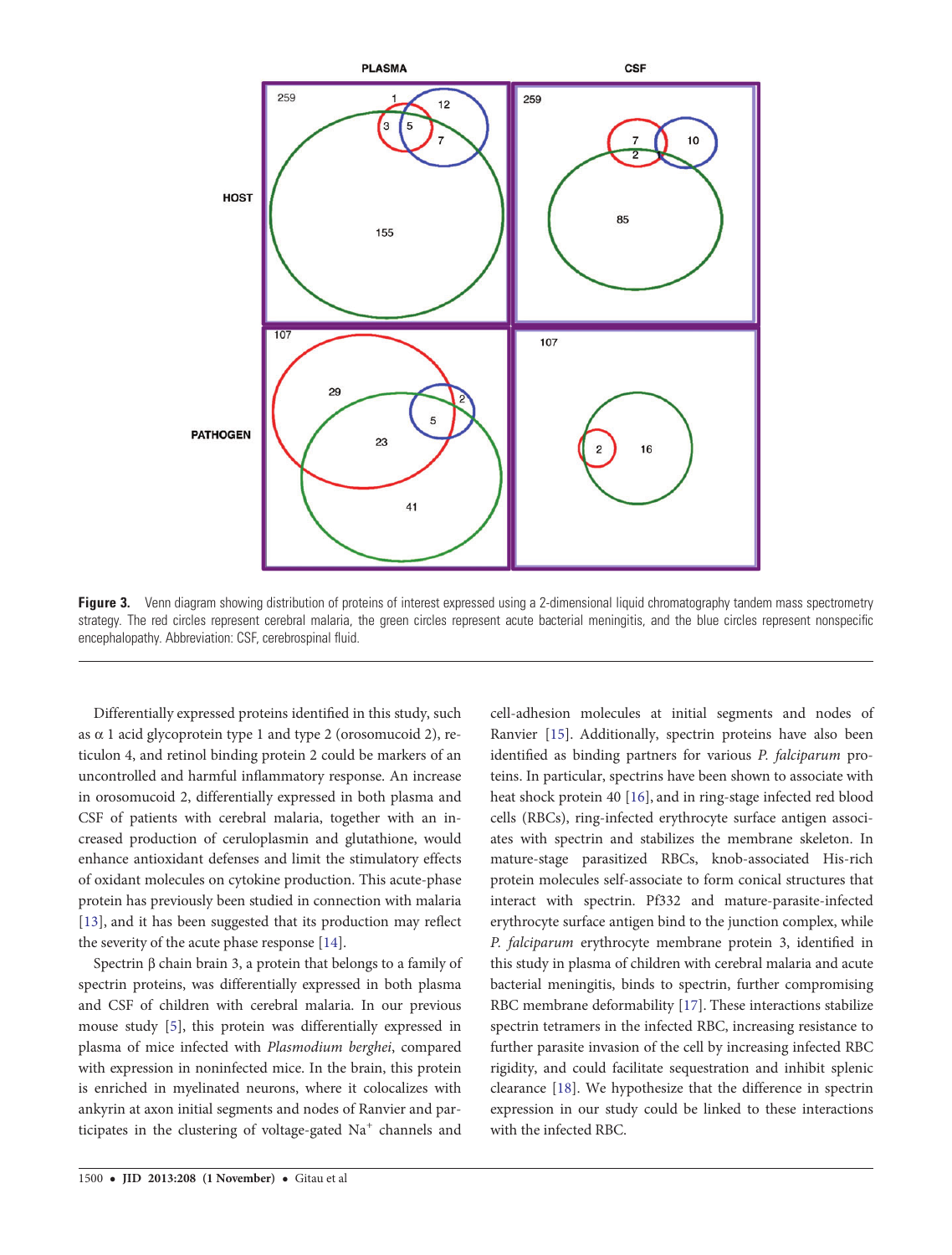**Figure 3.** Venn diagram showing distribution of proteins of interest expressed using a 2-dimensional liquid chromatography tandem mass spectrometry strategy. The red circles represent cerebral malaria, the green circles represent acute bacterial meningitis, and the blue circles represent nonspecific encephalopathy. Abbreviation: CSF, cerebrospinal fluid.

Differentially expressed proteins identified in this study, such as α 1 acid glycoprotein type 1 and type 2 (orosomucoid 2), reticulon 4, and retinol binding protein 2 could be markers of an uncontrolled and harmful inflammatory response. An increase in orosomucoid 2, differentially expressed in both plasma and CSF of patients with cerebral malaria, together with an increased production of ceruloplasmin and glutathione, would enhance antioxidant defenses and limit the stimulatory effects of oxidant molecules on cytokine production. This acute-phase protein has previously been studied in connection with malaria [13], and it has been suggested that its production may reflect the severity of the acute phase response [14].

Spectrin β chain brain 3, a protein that belongs to a family of spectrin proteins, was differentially expressed in both plasma and CSF of children with cerebral malaria. In our previous mouse study [5], this protein was differentially expressed in plasma of mice infected with *Plasmodium berghei*, compared with expression in noninfected mice. In the brain, this protein is enriched in myelinated neurons, where it colocalizes with ankyrin at axon initial segments and nodes of Ranvier and participates in the clustering of voltage-gated $Na^+$ channels and cell-adhesion molecules at initial segments and nodes of Ranvier [15]. Additionally, spectrin proteins have also been identified as binding partners for various *P. falciparum* proteins. In particular, spectrins have been shown to associate with heat shock protein 40 [16], and in ring-stage infected red blood cells (RBCs), ring-infected erythrocyte surface antigen associates with spectrin and stabilizes the membrane skeleton. In mature-stage parasitized RBCs, knob-associated His-rich protein molecules self-associate to form conical structures that interact with spectrin. Pf332 and mature-parasite-infected erythrocyte surface antigen bind to the junction complex, while *P. falciparum* erythrocyte membrane protein 3, identified in this study in plasma of children with cerebral malaria and acute bacterial meningitis, binds to spectrin, further compromising RBC membrane deformability [17]. These interactions stabilize spectrin tetramers in the infected RBC, increasing resistance to further parasite invasion of the cell by increasing infected RBC rigidity, and could facilitate sequestration and inhibit splenic clearance [18]. We hypothesize that the difference in spectrin expression in our study could be linked to these interactions with the infected RBC.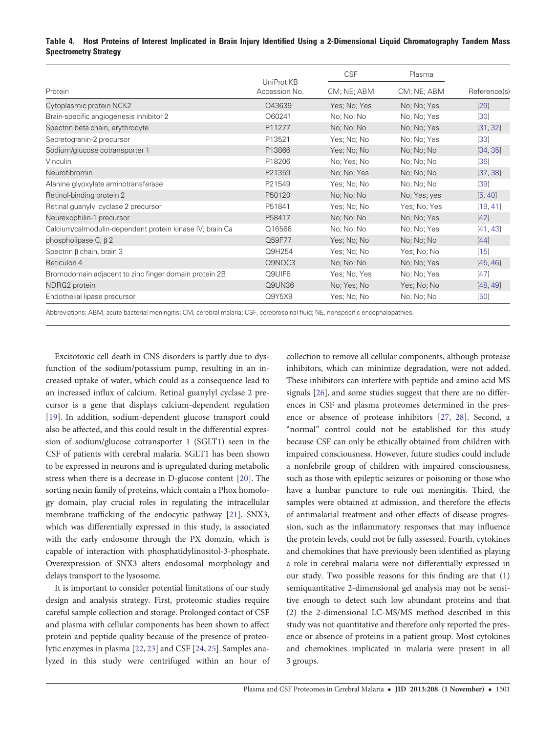**Table 4. Host Proteins of Interest Implicated in Brain Injury Identified Using a 2-Dimensional Liquid Chromatography Tandem Mass Spectrometry Strategy**

| Protein | UniProt KB Accession No. | CSF | Plasma | Reference(s) |
|---|---|---|---|---|
| | | CM; NE; ABM | CM; NE; ABM | |
| Cytoplasmic protein NCK2 | O43639 | Yes; No; Yes | No; No; Yes | [29] |
| Brain-specific angiogenesis inhibitor 2 | O60241 | No; No; No | No; No; Yes | [30] |
| Spectrin beta chain, erythrocyte | P11277 | No; No; No | No; No; Yes | [31, 32] |
| Secretogranin-2 precursor | P13521 | Yes; No; No | No; No; Yes | [33] |
| Sodium/glucose cotransporter 1 | P13866 | Yes; No; No | No; No; No | [34, 35] |
| Vinculin | P18206 | No; Yes; No | No; No; No | [36] |
| Neurofibromin | P21359 | No; No; Yes | No; No; No | [37, 38] |
| Alanine glyoxylate aminotransferase | P21549 | Yes; No; No | No; No; No | [39] |
| Retinol-binding protein 2 | P50120 | No; No; No | No; Yes; yes | [5, 40] |
| Retinal guanylyl cyclase 2 precursor | P51841 | Yes; No; No | Yes; No; Yes | [19, 41] |
| Neurexophilin-1 precursor | P58417 | No; No; No | No; No; Yes | [42] |
| Calcium/calmodulin-dependent protein kinase IV; brain Ca | Q16566 | No; No; No | No; No; Yes | [41, 43] |
| phospholipase C, β 2 | Q59F77 | Yes; No; No | No; No; No | [44] |
| Spectrin β chain, brain 3 | Q9H254 | Yes; No; No | Yes; No; No | [15] |
| Reticulon 4 | Q9NQC3 | No; No; No | No; No; Yes | [45, 46] |
| Bromodomain adjacent to zinc finger domain protein 2B | Q9UIF8 | Yes; No; Yes | No; No; Yes | [47] |
| NDRG2 protein | Q9UN36 | No; Yes; No | Yes; No; No | [48, 49] |
| Endothelial lipase precursor | Q9Y5X9 | Yes; No; No | No; No; No | [50] |

Abbreviations: ABM, acute bacterial meningitis; CM, cerebral malaria; CSF, cerebrospinal fluid; NE, nonspecific encephalopathies.

Excitotoxic cell death in CNS disorders is partly due to dysfunction of the sodium/potassium pump, resulting in an increased uptake of water, which could as a consequence lead to an increased influx of calcium. Retinal guanylyl cyclase 2 precursor is a gene that displays calcium-dependent regulation [19]. In addition, sodium-dependent glucose transport could also be affected, and this could result in the differential expression of sodium/glucose cotransporter 1 (SGLT1) seen in the CSF of patients with cerebral malaria. SGLT1 has been shown to be expressed in neurons and is upregulated during metabolic stress when there is a decrease in D-glucose content [20]. The sorting nexin family of proteins, which contain a Phox homology domain, play crucial roles in regulating the intracellular membrane trafficking of the endocytic pathway [21]. SNX3, which was differentially expressed in this study, is associated with the early endosome through the PX domain, which is capable of interaction with phosphatidylinositol-3-phosphate. Overexpression of SNX3 alters endosomal morphology and delays transport to the lysosome.

It is important to consider potential limitations of our study design and analysis strategy. First, proteomic studies require careful sample collection and storage. Prolonged contact of CSF and plasma with cellular components has been shown to affect protein and peptide quality because of the presence of proteolytic enzymes in plasma [22, 23] and CSF [24, 25]. Samples analyzed in this study were centrifuged within an hour of collection to remove all cellular components, although protease inhibitors, which can minimize degradation, were not added. These inhibitors can interfere with peptide and amino acid MS signals [26], and some studies suggest that there are no differences in CSF and plasma proteomes determined in the presence or absence of protease inhibitors [27, 28]. Second, a "normal" control could not be established for this study because CSF can only be ethically obtained from children with impaired consciousness. However, future studies could include a nonfebrile group of children with impaired consciousness, such as those with epileptic seizures or poisoning or those who have a lumbar puncture to rule out meningitis. Third, the samples were obtained at admission, and therefore the effects of antimalarial treatment and other effects of disease progression, such as the inflammatory responses that may influence the protein levels, could not be fully assessed. Fourth, cytokines and chemokines that have previously been identified as playing a role in cerebral malaria were not differentially expressed in our study. Two possible reasons for this finding are that (1) semiquantitative 2-dimensional gel analysis may not be sensitive enough to detect such low abundant proteins and that (2) the 2-dimensional LC-MS/MS method described in this study was not quantitative and therefore only reported the presence or absence of proteins in a patient group. Most cytokines and chemokines implicated in malaria were present in all 3 groups.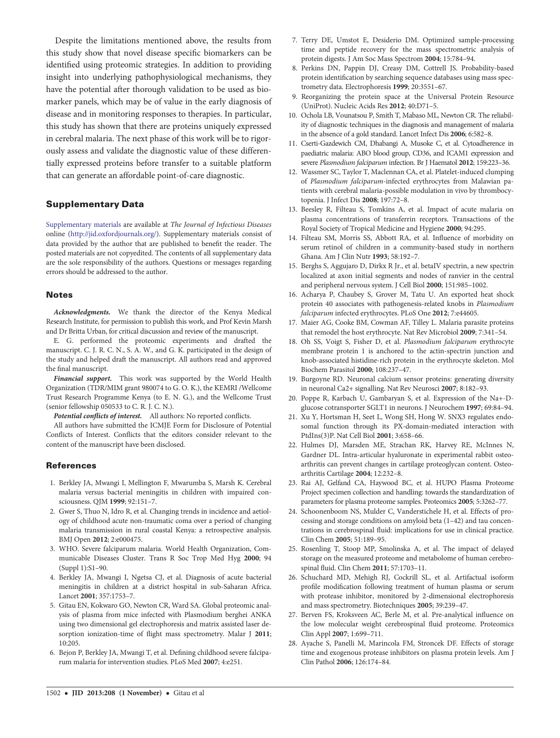Despite the limitations mentioned above, the results from this study show that novel disease specific biomarkers can be identified using proteomic strategies. In addition to providing insight into underlying pathophysiological mechanisms, they have the potential after thorough validation to be used as biomarker panels, which may be of value in the early diagnosis of disease and in monitoring responses to therapies. In particular, this study has shown that there are proteins uniquely expressed in cerebral malaria. The next phase of this work will be to rigorously assess and validate the diagnostic value of these differentially expressed proteins before transfer to a suitable platform that can generate an affordable point-of-care diagnostic.

## Supplementary Data

Supplementary materials are available at *The Journal of Infectious Diseases* online (http://jid.oxfordjournals.org/). Supplementary materials consist of data provided by the author that are published to benefit the reader. The posted materials are not copyedited. The contents of all supplementary data are the sole responsibility of the authors. Questions or messages regarding errors should be addressed to the author.

## Notes

***Acknowledgments.*** We thank the director of the Kenya Medical Research Institute, for permission to publish this work, and Prof Kevin Marsh and Dr Britta Urban, for critical discussion and review of the manuscript.

E. G. performed the proteomic experiments and drafted the manuscript. C. J. R. C. N., S. A. W., and G. K. participated in the design of the study and helped draft the manuscript. All authors read and approved the final manuscript.

***Financial support.*** This work was supported by the World Health Organization (TDR/MIM grant 980074 to G. O. K.), the KEMRI /Wellcome Trust Research Programme Kenya (to E. N. G.), and the Wellcome Trust (senior fellowship 050533 to C. R. J. C. N.).

***Potential conflicts of interest.*** All authors: No reported conflicts.

All authors have submitted the ICMJE Form for Disclosure of Potential Conflicts of Interest. Conflicts that the editors consider relevant to the content of the manuscript have been disclosed.

## References

1. Berkley JA, Mwangi I, Mellington F, Mwarumba S, Marsh K. Cerebral malaria versus bacterial meningitis in children with impaired consciousness. QJM **1999**; 92:151–7.
2. Gwer S, Thuo N, Idro R, et al. Changing trends in incidence and aetiology of childhood acute non-traumatic coma over a period of changing malaria transmission in rural coastal Kenya: a retrospective analysis. BMJ Open **2012**; 2:e000475.
3. WHO. Severe falciparum malaria. World Health Organization, Communicable Diseases Cluster. Trans R Soc Trop Med Hyg **2000**; 94 (Suppl 1):S1–90.
4. Berkley JA, Mwangi I, Ngetsa CJ, et al. Diagnosis of acute bacterial meningitis in children at a district hospital in sub-Saharan Africa. Lancet **2001**; 357:1753–7.
5. Gitau EN, Kokwaro GO, Newton CR, Ward SA. Global proteomic analysis of plasma from mice infected with Plasmodium berghei ANKA using two dimensional gel electrophoresis and matrix assisted laser desorption ionization-time of flight mass spectrometry. Malar J **2011**; 10:205.
6. Bejon P, Berkley JA, Mwangi T, et al. Defining childhood severe falciparum malaria for intervention studies. PLoS Med **2007**; 4:e251.
7. Terry DE, Umstot E, Desiderio DM. Optimized sample-processing time and peptide recovery for the mass spectrometric analysis of protein digests. J Am Soc Mass Spectrom **2004**; 15:784–94.
8. Perkins DN, Pappin DJ, Creasy DM, Cottrell JS. Probability-based protein identification by searching sequence databases using mass spectrometry data. Electrophoresis **1999**; 20:3551–67.
9. Reorganizing the protein space at the Universal Protein Resource (UniProt). Nucleic Acids Res **2012**; 40:D71–5.
10. Ochola LB, Vounatsou P, Smith T, Mabaso ML, Newton CR. The reliability of diagnostic techniques in the diagnosis and management of malaria in the absence of a gold standard. Lancet Infect Dis **2006**; 6:582–8.
11. Cserti-Gazdewich CM, Dhabangi A, Musoke C, et al. Cytoadherence in paediatric malaria: ABO blood group, CD36, and ICAM1 expression and severe *Plasmodium falciparum* infection. Br J Haematol **2012**; 159:223–36.
12. Wassmer SC, Taylor T, Maclennan CA, et al. Platelet-induced clumping of *Plasmodium falciparum*-infected erythrocytes from Malawian patients with cerebral malaria-possible modulation in vivo by thrombocytopenia. J Infect Dis **2008**; 197:72–8.
13. Beesley R, Filteau S, Tomkins A, et al. Impact of acute malaria on plasma concentrations of transferrin receptors. Transactions of the Royal Society of Tropical Medicine and Hygiene **2000**; 94:295.
14. Filteau SM, Morris SS, Abbott RA, et al. Influence of morbidity on serum retinol of children in a community-based study in northern Ghana. Am J Clin Nutr **1993**; 58:192–7.
15. Berghs S, Aggujaro D, Dirkx R Jr., et al. betaIV spectrin, a new spectrin localized at axon initial segments and nodes of ranvier in the central and peripheral nervous system. J Cell Biol **2000**; 151:985–1002.
16. Acharya P, Chaubey S, Grover M, Tatu U. An exported heat shock protein 40 associates with pathogenesis-related knobs in *Plasmodium falciparum* infected erythrocytes. PLoS One **2012**; 7:e44605.
17. Maier AG, Cooke BM, Cowman AF, Tilley L. Malaria parasite proteins that remodel the host erythrocyte. Nat Rev Microbiol **2009**; 7:341–54.
18. Oh SS, Voigt S, Fisher D, et al. *Plasmodium falciparum* erythrocyte membrane protein 1 is anchored to the actin-spectrin junction and knob-associated histidine-rich protein in the erythrocyte skeleton. Mol Biochem Parasitol **2000**; 108:237–47.
19. Burgoyne RD. Neuronal calcium sensor proteins: generating diversity in neuronal Ca2+ signalling. Nat Rev Neurosci **2007**; 8:182–93.
20. Poppe R, Karbach U, Gambaryan S, et al. Expression of the Na+-D-glucose cotransporter SGLT1 in neurons. J Neurochem **1997**; 69:84–94.
21. Xu Y, Hortsman H, Seet L, Wong SH, Hong W. SNX3 regulates endosomal function through its PX-domain-mediated interaction with PtdIns(3)P. Nat Cell Biol **2001**; 3:658–66.
22. Hulmes DJ, Marsden ME, Strachan RK, Harvey RE, McInnes N, Gardner DL. Intra-articular hyaluronate in experimental rabbit osteoarthritis can prevent changes in cartilage proteoglycan content. Osteoarthritis Cartilage **2004**; 12:232–8.
23. Rai AJ, Gelfand CA, Haywood BC, et al. HUPO Plasma Proteome Project specimen collection and handling: towards the standardization of parameters for plasma proteome samples. Proteomics **2005**; 5:3262–77.
24. Schoonenboom NS, Mulder C, Vanderstichele H, et al. Effects of processing and storage conditions on amyloid beta (1–42) and tau concentrations in cerebrospinal fluid: implications for use in clinical practice. Clin Chem **2005**; 51:189–95.
25. Rosenling T, Stoop MP, Smolinska A, et al. The impact of delayed storage on the measured proteome and metabolome of human cerebrospinal fluid. Clin Chem **2011**; 57:1703–11.
26. Schuchard MD, Mehigh RJ, Cockrill SL, et al. Artifactual isoform profile modification following treatment of human plasma or serum with protease inhibitor, monitored by 2-dimensional electrophoresis and mass spectrometry. Biotechniques **2005**; 39:239–47.
27. Berven FS, Kroksveen AC, Berle M, et al. Pre-analytical influence on the low molecular weight cerebrospinal fluid proteome. Proteomics Clin Appl **2007**; 1:699–711.
28. Ayache S, Panelli M, Marincola FM, Stroncek DF. Effects of storage time and exogenous protease inhibitors on plasma protein levels. Am J Clin Pathol **2006**; 126:174–84.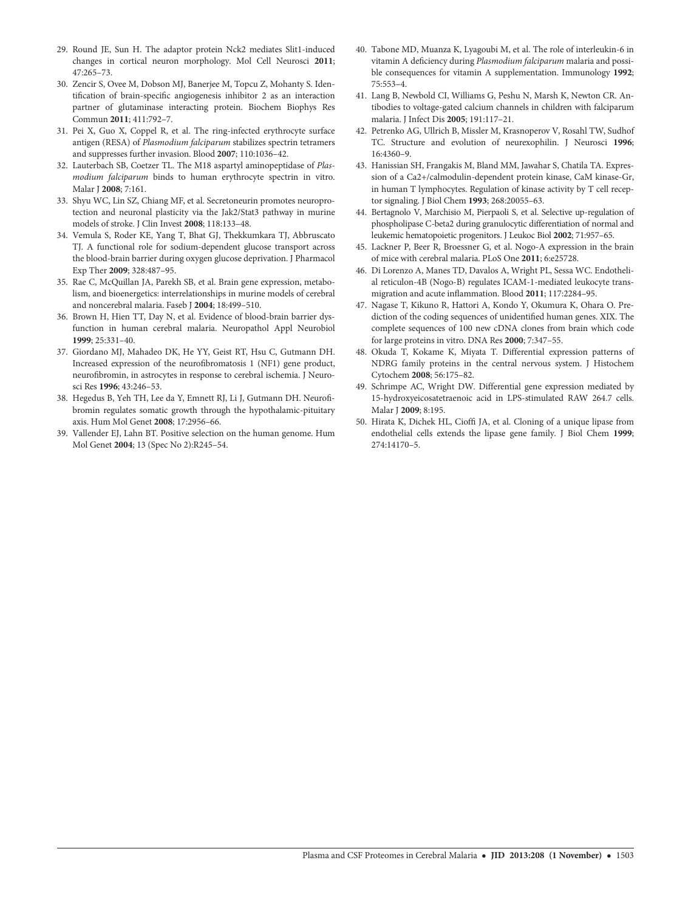29. Round JE, Sun H. The adaptor protein Nck2 mediates Slit1-induced changes in cortical neuron morphology. Mol Cell Neurosci **2011**; 47:265–73.
30. Zencir S, Ovee M, Dobson MJ, Banerjee M, Topcu Z, Mohanty S. Identification of brain-specific angiogenesis inhibitor 2 as an interaction partner of glutaminase interacting protein. Biochem Biophys Res Commun **2011**; 411:792–7.
31. Pei X, Guo X, Coppel R, et al. The ring-infected erythrocyte surface antigen (RESA) of *Plasmodium falciparum* stabilizes spectrin tetramers and suppresses further invasion. Blood **2007**; 110:1036–42.
32. Lauterbach SB, Coetzer TL. The M18 aspartyl aminopeptidase of *Plasmodium falciparum* binds to human erythrocyte spectrin in vitro. Malar J **2008**; 7:161.
33. Shyu WC, Lin SZ, Chiang MF, et al. Secretoneurin promotes neuroprotection and neuronal plasticity via the Jak2/Stat3 pathway in murine models of stroke. J Clin Invest **2008**; 118:133–48.
34. Vemula S, Roder KE, Yang T, Bhat GJ, Thekkumkara TJ, Abbruscato TJ. A functional role for sodium-dependent glucose transport across the blood-brain barrier during oxygen glucose deprivation. J Pharmacol Exp Ther **2009**; 328:487–95.
35. Rae C, McQuillan JA, Parekh SB, et al. Brain gene expression, metabolism, and bioenergetics: interrelationships in murine models of cerebral and noncerebral malaria. Faseb J **2004**; 18:499–510.
36. Brown H, Hien TT, Day N, et al. Evidence of blood-brain barrier dysfunction in human cerebral malaria. Neuropathol Appl Neurobiol **1999**; 25:331–40.
37. Giordano MJ, Mahadeo DK, He YY, Geist RT, Hsu C, Gutmann DH. Increased expression of the neurofibromatosis 1 (NF1) gene product, neurofibromin, in astrocytes in response to cerebral ischemia. J Neurosci Res **1996**; 43:246–53.
38. Hegedus B, Yeh TH, Lee da Y, Emnett RJ, Li J, Gutmann DH. Neurofibromin regulates somatic growth through the hypothalamic-pituitary axis. Hum Mol Genet **2008**; 17:2956–66.
39. Vallender EJ, Lahn BT. Positive selection on the human genome. Hum Mol Genet **2004**; 13 (Spec No 2):R245–54.
40. Tabone MD, Muanza K, Lyagoubi M, et al. The role of interleukin-6 in vitamin A deficiency during *Plasmodium falciparum* malaria and possible consequences for vitamin A supplementation. Immunology **1992**; 75:553–4.
41. Lang B, Newbold CI, Williams G, Peshu N, Marsh K, Newton CR. Antibodies to voltage-gated calcium channels in children with falciparum malaria. J Infect Dis **2005**; 191:117–21.
42. Petrenko AG, Ullrich B, Missler M, Krasnoperov V, Rosahl TW, Sudhof TC. Structure and evolution of neurexophilin. J Neurosci **1996**; 16:4360–9.
43. Hanissian SH, Frangakis M, Bland MM, Jawahar S, Chatila TA. Expression of a Ca2+/calmodulin-dependent protein kinase, CaM kinase-Gr, in human T lymphocytes. Regulation of kinase activity by T cell receptor signaling. J Biol Chem **1993**; 268:20055–63.
44. Bertagnolo V, Marchisio M, Pierpaoli S, et al. Selective up-regulation of phospholipase C-beta2 during granulocytic differentiation of normal and leukemic hematopoietic progenitors. J Leukoc Biol **2002**; 71:957–65.
45. Lackner P, Beer R, Broessner G, et al. Nogo-A expression in the brain of mice with cerebral malaria. PLoS One **2011**; 6:e25728.
46. Di Lorenzo A, Manes TD, Davalos A, Wright PL, Sessa WC. Endothelial reticulon-4B (Nogo-B) regulates ICAM-1-mediated leukocyte transmigration and acute inflammation. Blood **2011**; 117:2284–95.
47. Nagase T, Kikuno R, Hattori A, Kondo Y, Okumura K, Ohara O. Prediction of the coding sequences of unidentified human genes. XIX. The complete sequences of 100 new cDNA clones from brain which code for large proteins in vitro. DNA Res **2000**; 7:347–55.
48. Okuda T, Kokame K, Miyata T. Differential expression patterns of NDRG family proteins in the central nervous system. J Histochem Cytochem **2008**; 56:175–82.
49. Schrimpe AC, Wright DW. Differential gene expression mediated by 15-hydroxyeicosatetraenoic acid in LPS-stimulated RAW 264.7 cells. Malar J **2009**; 8:195.
50. Hirata K, Dichek HL, Cioffi JA, et al. Cloning of a unique lipase from endothelial cells extends the lipase gene family. J Biol Chem **1999**; 274:14170–5.